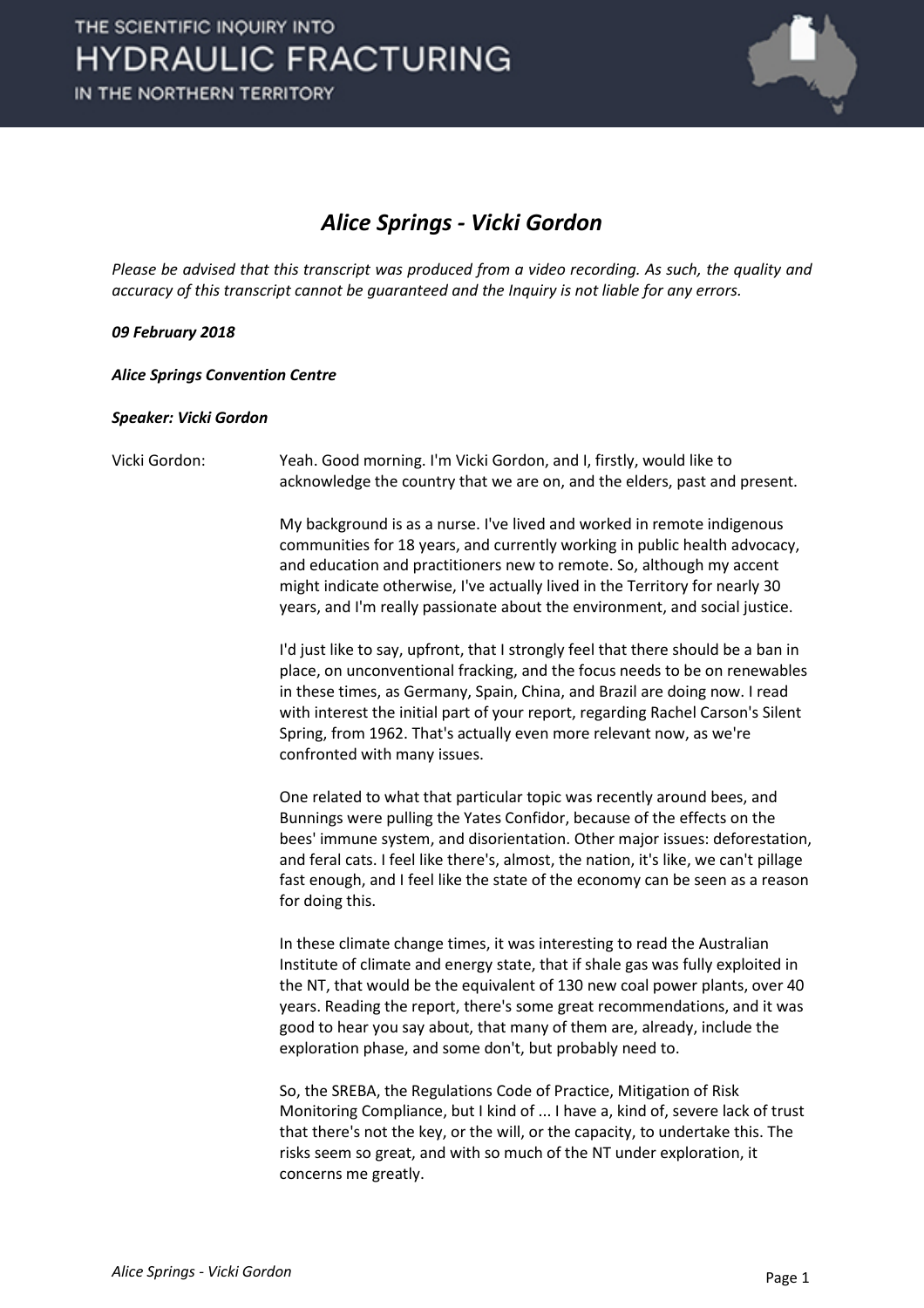# Alice Springs - Vicki Gordon

*Please be advised that this transcript was produced from a video recording. As such, the quality and accuracy of this transcript cannot be guaranteed and the Inquiry is not liable for any errors.*

***09 February 2018***

***Alice Springs Convention Centre***

***Speaker: Vicki Gordon***

Vicki Gordon: Yeah. Good morning. I'm Vicki Gordon, and I, firstly, would like to acknowledge the country that we are on, and the elders, past and present.

My background is as a nurse. I've lived and worked in remote indigenous communities for 18 years, and currently working in public health advocacy, and education and practitioners new to remote. So, although my accent might indicate otherwise, I've actually lived in the Territory for nearly 30 years, and I'm really passionate about the environment, and social justice.

I'd just like to say, upfront, that I strongly feel that there should be a ban in place, on unconventional fracking, and the focus needs to be on renewables in these times, as Germany, Spain, China, and Brazil are doing now. I read with interest the initial part of your report, regarding Rachel Carson's Silent Spring, from 1962. That's actually even more relevant now, as we're confronted with many issues.

One related to what that particular topic was recently around bees, and Bunnings were pulling the Yates Confidor, because of the effects on the bees' immune system, and disorientation. Other major issues: deforestation, and feral cats. I feel like there's, almost, the nation, it's like, we can't pillage fast enough, and I feel like the state of the economy can be seen as a reason for doing this.

In these climate change times, it was interesting to read the Australian Institute of climate and energy state, that if shale gas was fully exploited in the NT, that would be the equivalent of 130 new coal power plants, over 40 years. Reading the report, there's some great recommendations, and it was good to hear you say about, that many of them are, already, include the exploration phase, and some don't, but probably need to.

So, the SREBA, the Regulations Code of Practice, Mitigation of Risk Monitoring Compliance, but I kind of ... I have a, kind of, severe lack of trust that there's not the key, or the will, or the capacity, to undertake this. The risks seem so great, and with so much of the NT under exploration, it concerns me greatly.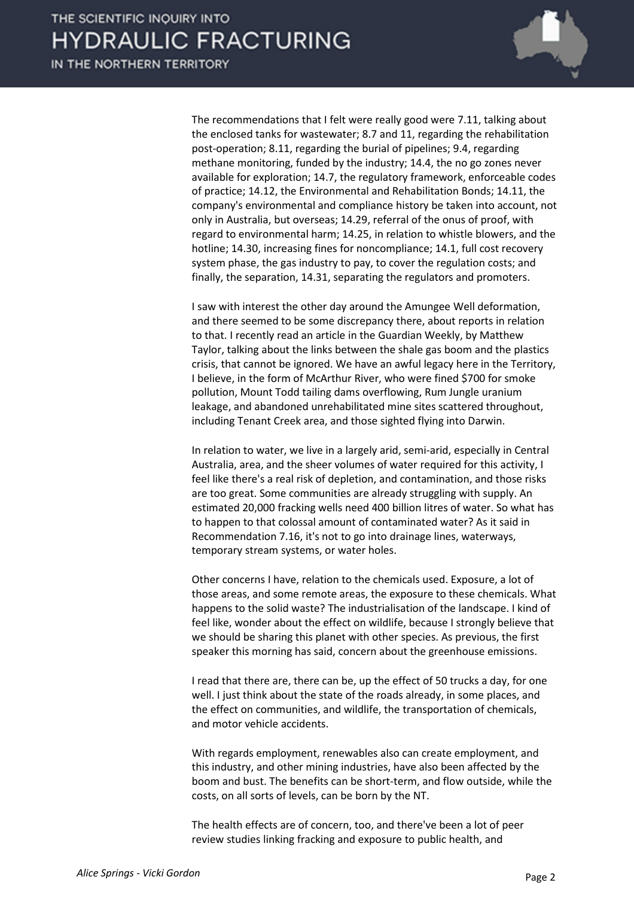The recommendations that I felt were really good were 7.11, talking about the enclosed tanks for wastewater; 8.7 and 11, regarding the rehabilitation post-operation; 8.11, regarding the burial of pipelines; 9.4, regarding methane monitoring, funded by the industry; 14.4, the no go zones never available for exploration; 14.7, the regulatory framework, enforceable codes of practice; 14.12, the Environmental and Rehabilitation Bonds; 14.11, the company's environmental and compliance history be taken into account, not only in Australia, but overseas; 14.29, referral of the onus of proof, with regard to environmental harm; 14.25, in relation to whistle blowers, and the hotline; 14.30, increasing fines for noncompliance; 14.1, full cost recovery system phase, the gas industry to pay, to cover the regulation costs; and finally, the separation, 14.31, separating the regulators and promoters.

I saw with interest the other day around the Amungee Well deformation, and there seemed to be some discrepancy there, about reports in relation to that. I recently read an article in the Guardian Weekly, by Matthew Taylor, talking about the links between the shale gas boom and the plastics crisis, that cannot be ignored. We have an awful legacy here in the Territory, I believe, in the form of McArthur River, who were fined $700 for smoke pollution, Mount Todd tailing dams overflowing, Rum Jungle uranium leakage, and abandoned unrehabilitated mine sites scattered throughout, including Tenant Creek area, and those sighted flying into Darwin.

In relation to water, we live in a largely arid, semi-arid, especially in Central Australia, area, and the sheer volumes of water required for this activity, I feel like there's a real risk of depletion, and contamination, and those risks are too great. Some communities are already struggling with supply. An estimated 20,000 fracking wells need 400 billion litres of water. So what has to happen to that colossal amount of contaminated water? As it said in Recommendation 7.16, it's not to go into drainage lines, waterways, temporary stream systems, or water holes.

Other concerns I have, relation to the chemicals used. Exposure, a lot of those areas, and some remote areas, the exposure to these chemicals. What happens to the solid waste? The industrialisation of the landscape. I kind of feel like, wonder about the effect on wildlife, because I strongly believe that we should be sharing this planet with other species. As previous, the first speaker this morning has said, concern about the greenhouse emissions.

I read that there are, there can be, up the effect of 50 trucks a day, for one well. I just think about the state of the roads already, in some places, and the effect on communities, and wildlife, the transportation of chemicals, and motor vehicle accidents.

With regards employment, renewables also can create employment, and this industry, and other mining industries, have also been affected by the boom and bust. The benefits can be short-term, and flow outside, while the costs, on all sorts of levels, can be born by the NT.

The health effects are of concern, too, and there've been a lot of peer review studies linking fracking and exposure to public health, and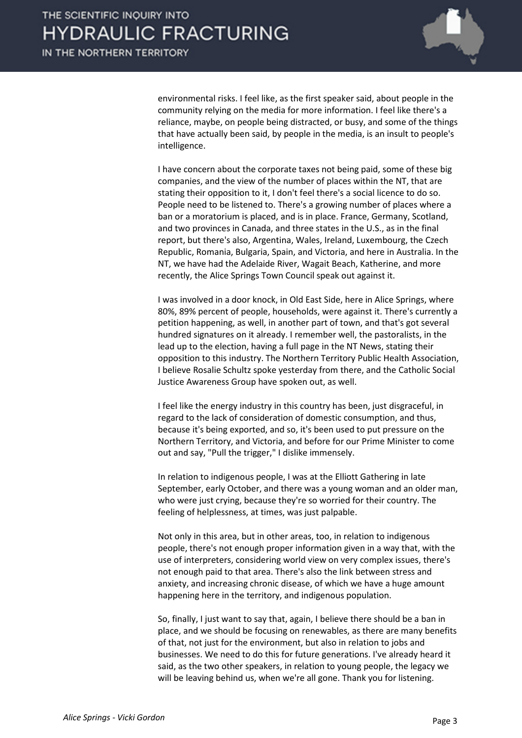environmental risks. I feel like, as the first speaker said, about people in the community relying on the media for more information. I feel like there's a reliance, maybe, on people being distracted, or busy, and some of the things that have actually been said, by people in the media, is an insult to people's intelligence.

I have concern about the corporate taxes not being paid, some of these big companies, and the view of the number of places within the NT, that are stating their opposition to it, I don't feel there's a social licence to do so. People need to be listened to. There's a growing number of places where a ban or a moratorium is placed, and is in place. France, Germany, Scotland, and two provinces in Canada, and three states in the U.S., as in the final report, but there's also, Argentina, Wales, Ireland, Luxembourg, the Czech Republic, Romania, Bulgaria, Spain, and Victoria, and here in Australia. In the NT, we have had the Adelaide River, Wagait Beach, Katherine, and more recently, the Alice Springs Town Council speak out against it.

I was involved in a door knock, in Old East Side, here in Alice Springs, where 80%, 89% percent of people, households, were against it. There's currently a petition happening, as well, in another part of town, and that's got several hundred signatures on it already. I remember well, the pastoralists, in the lead up to the election, having a full page in the NT News, stating their opposition to this industry. The Northern Territory Public Health Association, I believe Rosalie Schultz spoke yesterday from there, and the Catholic Social Justice Awareness Group have spoken out, as well.

I feel like the energy industry in this country has been, just disgraceful, in regard to the lack of consideration of domestic consumption, and thus, because it's being exported, and so, it's been used to put pressure on the Northern Territory, and Victoria, and before for our Prime Minister to come out and say, "Pull the trigger," I dislike immensely.

In relation to indigenous people, I was at the Elliott Gathering in late September, early October, and there was a young woman and an older man, who were just crying, because they're so worried for their country. The feeling of helplessness, at times, was just palpable.

Not only in this area, but in other areas, too, in relation to indigenous people, there's not enough proper information given in a way that, with the use of interpreters, considering world view on very complex issues, there's not enough paid to that area. There's also the link between stress and anxiety, and increasing chronic disease, of which we have a huge amount happening here in the territory, and indigenous population.

So, finally, I just want to say that, again, I believe there should be a ban in place, and we should be focusing on renewables, as there are many benefits of that, not just for the environment, but also in relation to jobs and businesses. We need to do this for future generations. I've already heard it said, as the two other speakers, in relation to young people, the legacy we will be leaving behind us, when we're all gone. Thank you for listening.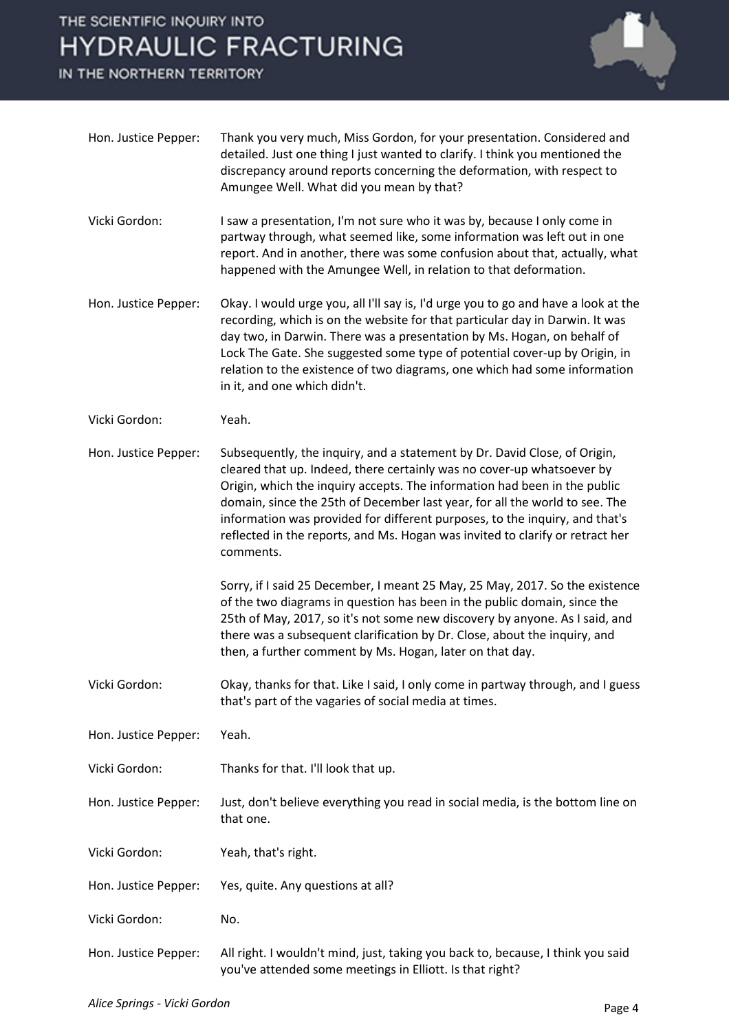Hon. Justice Pepper: Thank you very much, Miss Gordon, for your presentation. Considered and detailed. Just one thing I just wanted to clarify. I think you mentioned the discrepancy around reports concerning the deformation, with respect to Amungee Well. What did you mean by that?

Vicki Gordon: I saw a presentation, I'm not sure who it was by, because I only come in partway through, what seemed like, some information was left out in one report. And in another, there was some confusion about that, actually, what happened with the Amungee Well, in relation to that deformation.

Hon. Justice Pepper: Okay. I would urge you, all I'll say is, I'd urge you to go and have a look at the recording, which is on the website for that particular day in Darwin. It was day two, in Darwin. There was a presentation by Ms. Hogan, on behalf of Lock The Gate. She suggested some type of potential cover-up by Origin, in relation to the existence of two diagrams, one which had some information in it, and one which didn't.

Vicki Gordon: Yeah.

Hon. Justice Pepper: Subsequently, the inquiry, and a statement by Dr. David Close, of Origin, cleared that up. Indeed, there certainly was no cover-up whatsoever by Origin, which the inquiry accepts. The information had been in the public domain, since the 25th of December last year, for all the world to see. The information was provided for different purposes, to the inquiry, and that's reflected in the reports, and Ms. Hogan was invited to clarify or retract her comments.

Sorry, if I said 25 December, I meant 25 May, 25 May, 2017. So the existence of the two diagrams in question has been in the public domain, since the 25th of May, 2017, so it's not some new discovery by anyone. As I said, and there was a subsequent clarification by Dr. Close, about the inquiry, and then, a further comment by Ms. Hogan, later on that day.

Vicki Gordon: Okay, thanks for that. Like I said, I only come in partway through, and I guess that's part of the vagaries of social media at times.

Hon. Justice Pepper: Yeah.

Vicki Gordon: Thanks for that. I'll look that up.

Hon. Justice Pepper: Just, don't believe everything you read in social media, is the bottom line on that one.

Vicki Gordon: Yeah, that's right.

Hon. Justice Pepper: Yes, quite. Any questions at all?

Vicki Gordon: No.

Hon. Justice Pepper: All right. I wouldn't mind, just, taking you back to, because, I think you said you've attended some meetings in Elliott. Is that right?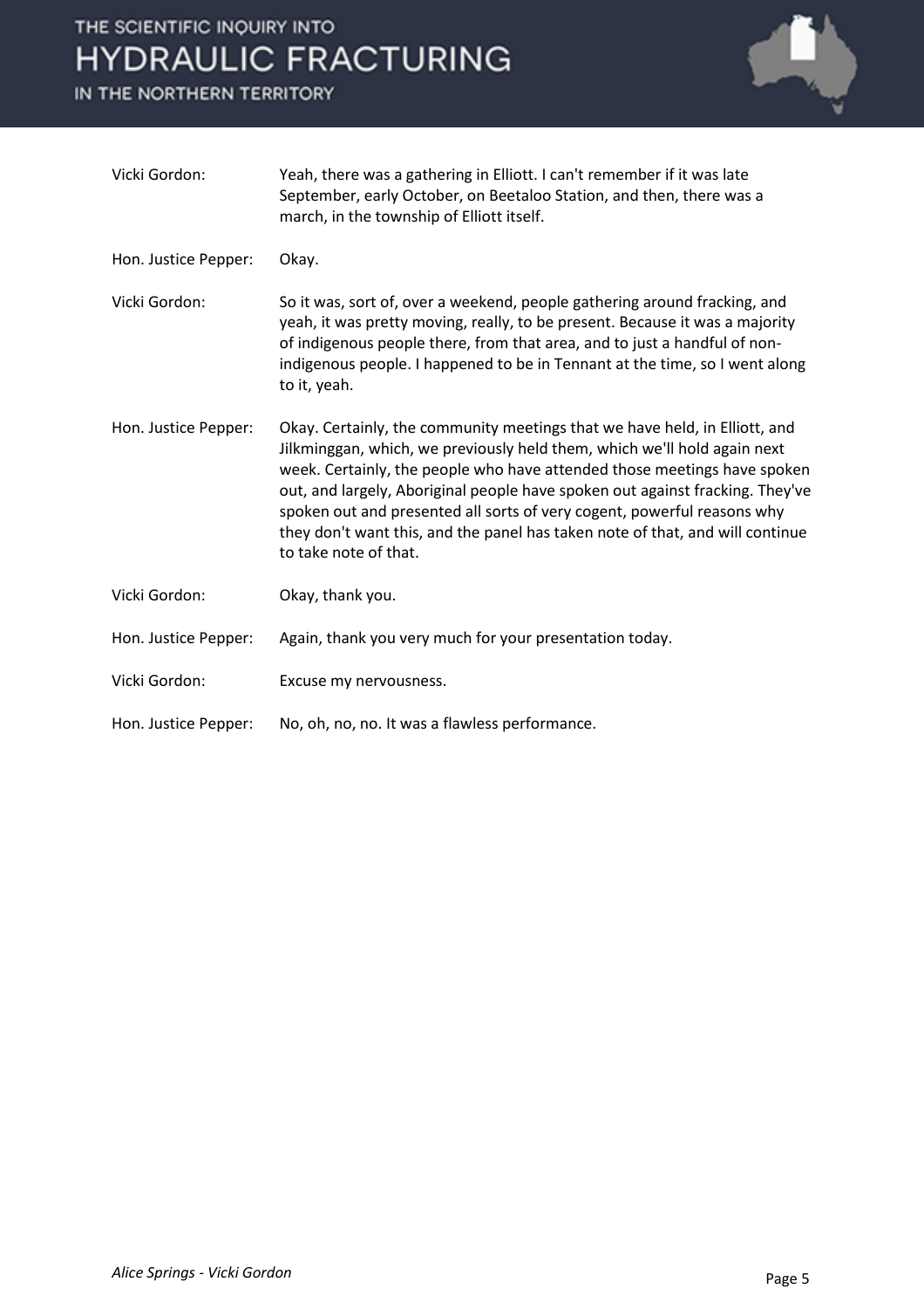Vicki Gordon: Yeah, there was a gathering in Elliott. I can't remember if it was late September, early October, on Beetaloo Station, and then, there was a march, in the township of Elliott itself.

Hon. Justice Pepper: Okay.

Vicki Gordon: So it was, sort of, over a weekend, people gathering around fracking, and yeah, it was pretty moving, really, to be present. Because it was a majority of indigenous people there, from that area, and to just a handful of non-indigenous people. I happened to be in Tennant at the time, so I went along to it, yeah.

Hon. Justice Pepper: Okay. Certainly, the community meetings that we have held, in Elliott, and Jilkminggan, which, we previously held them, which we'll hold again next week. Certainly, the people who have attended those meetings have spoken out, and largely, Aboriginal people have spoken out against fracking. They've spoken out and presented all sorts of very cogent, powerful reasons why they don't want this, and the panel has taken note of that, and will continue to take note of that.

Vicki Gordon: Okay, thank you.

Hon. Justice Pepper: Again, thank you very much for your presentation today.

Vicki Gordon: Excuse my nervousness.

Hon. Justice Pepper: No, oh, no, no. It was a flawless performance.